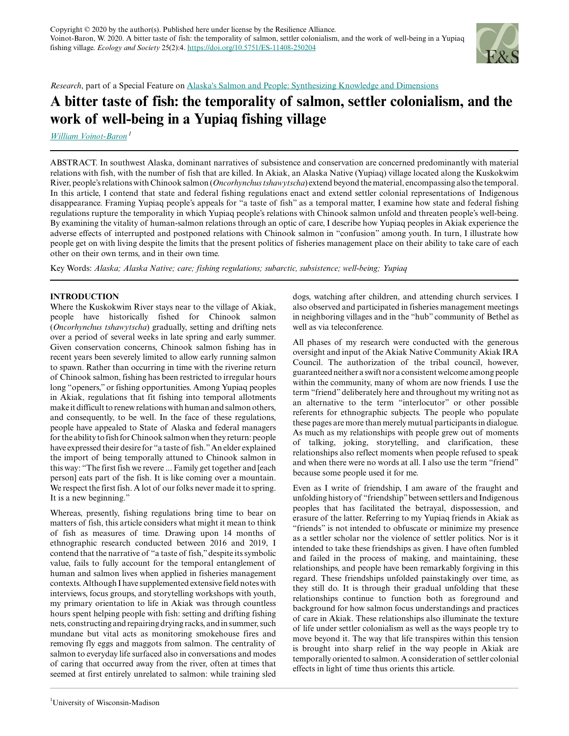Copyright © 2020 by the author(s). Published here under license by the Resilience Alliance.
Voinot-Baron, W. 2020. A bitter taste of fish: the temporality of salmon, settler colonialism, and the work of well-being in a Yupiaq fishing village. *Ecology and Society* 25(2):4. https://doi.org/10.5751/ES-11408-250204

*Research*, part of a Special Feature on Alaska's Salmon and People: Synthesizing Knowledge and Dimensions

# A bitter taste of fish: the temporality of salmon, settler colonialism, and the work of well-being in a Yupiaq fishing village

*William Voinot-Baron* [1]

ABSTRACT. In southwest Alaska, dominant narratives of subsistence and conservation are concerned predominantly with material relations with fish, with the number of fish that are killed. In Akiak, an Alaska Native (Yupiaq) village located along the Kuskokwim River, people's relations with Chinook salmon (*Oncorhynchus tshawytscha*) extend beyond the material, encompassing also the temporal. In this article, I contend that state and federal fishing regulations enact and extend settler colonial representations of Indigenous disappearance. Framing Yupiaq people's appeals for "a taste of fish" as a temporal matter, I examine how state and federal fishing regulations rupture the temporality in which Yupiaq people's relations with Chinook salmon unfold and threaten people's well-being. By examining the vitality of human-salmon relations through an optic of care, I describe how Yupiaq peoples in Akiak experience the adverse effects of interrupted and postponed relations with Chinook salmon in "confusion" among youth. In turn, I illustrate how people get on with living despite the limits that the present politics of fisheries management place on their ability to take care of each other on their own terms, and in their own time.

Key Words: *Alaska; Alaska Native; care; fishing regulations; subarctic, subsistence; well-being; Yupiaq*

## INTRODUCTION

Where the Kuskokwim River stays near to the village of Akiak, people have historically fished for Chinook salmon (*Oncorhynchus tshawytscha*) gradually, setting and drifting nets over a period of several weeks in late spring and early summer. Given conservation concerns, Chinook salmon fishing has in recent years been severely limited to allow early running salmon to spawn. Rather than occurring in time with the riverine return of Chinook salmon, fishing has been restricted to irregular hours long "openers," or fishing opportunities. Among Yupiaq peoples in Akiak, regulations that fit fishing into temporal allotments make it difficult to renew relations with human and salmon others, and consequently, to be well. In the face of these regulations, people have appealed to State of Alaska and federal managers for the ability to fish for Chinook salmon when they return: people have expressed their desire for "a taste of fish." An elder explained the import of being temporally attuned to Chinook salmon in this way: "The first fish we revere ... Family get together and [each person] eats part of the fish. It is like coming over a mountain. We respect the first fish. A lot of our folks never made it to spring. It is a new beginning."

Whereas, presently, fishing regulations bring time to bear on matters of fish, this article considers what might it mean to think of fish as measures of time. Drawing upon 14 months of ethnographic research conducted between 2016 and 2019, I contend that the narrative of "a taste of fish," despite its symbolic value, fails to fully account for the temporal entanglement of human and salmon lives when applied in fisheries management contexts. Although I have supplemented extensive field notes with interviews, focus groups, and storytelling workshops with youth, my primary orientation to life in Akiak was through countless hours spent helping people with fish: setting and drifting fishing nets, constructing and repairing drying racks, and in summer, such mundane but vital acts as monitoring smokehouse fires and removing fly eggs and maggots from salmon. The centrality of salmon to everyday life surfaced also in conversations and modes of caring that occurred away from the river, often at times that seemed at first entirely unrelated to salmon: while training sled dogs, watching after children, and attending church services. I also observed and participated in fisheries management meetings in neighboring villages and in the "hub" community of Bethel as well as via teleconference.

All phases of my research were conducted with the generous oversight and input of the Akiak Native Community Akiak IRA Council. The authorization of the tribal council, however, guaranteed neither a swift nor a consistent welcome among people within the community, many of whom are now friends. I use the term "friend" deliberately here and throughout my writing not as an alternative to the term "interlocutor" or other possible referents for ethnographic subjects. The people who populate these pages are more than merely mutual participants in dialogue. As much as my relationships with people grew out of moments of talking, joking, storytelling, and clarification, these relationships also reflect moments when people refused to speak and when there were no words at all. I also use the term "friend" because some people used it for me.

Even as I write of friendship, I am aware of the fraught and unfolding history of "friendship" between settlers and Indigenous peoples that has facilitated the betrayal, dispossession, and erasure of the latter. Referring to my Yupiaq friends in Akiak as "friends" is not intended to obfuscate or minimize my presence as a settler scholar nor the violence of settler politics. Nor is it intended to take these friendships as given. I have often fumbled and failed in the process of making, and maintaining, these relationships, and people have been remarkably forgiving in this regard. These friendships unfolded painstakingly over time, as they still do. It is through their gradual unfolding that these relationships continue to function both as foreground and background for how salmon focus understandings and practices of care in Akiak. These relationships also illuminate the texture of life under settler colonialism as well as the ways people try to move beyond it. The way that life transpires within this tension is brought into sharp relief in the way people in Akiak are temporally oriented to salmon. A consideration of settler colonial effects in light of time thus orients this article.

[1] University of Wisconsin-Madison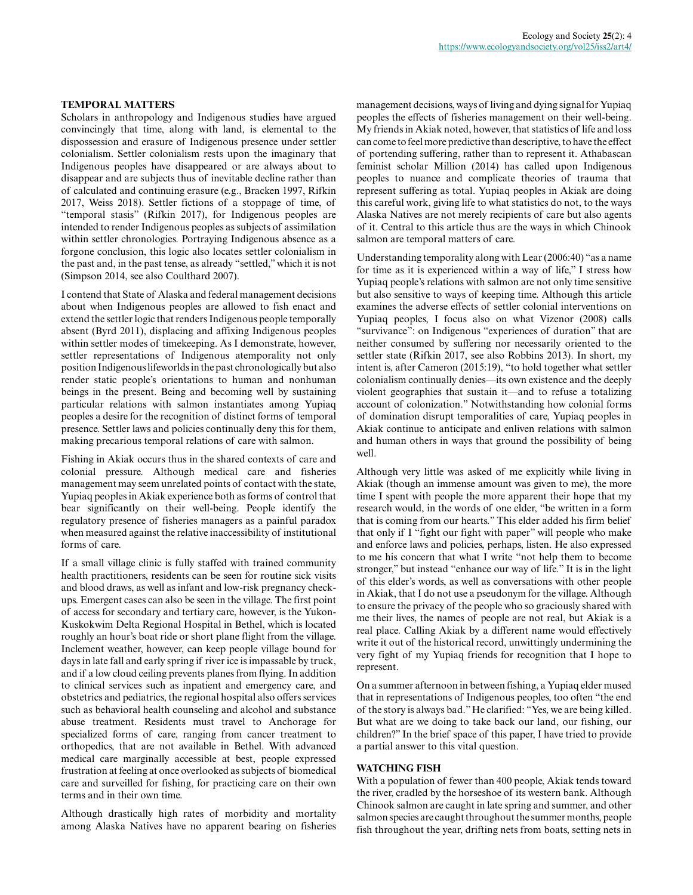### TEMPORAL MATTERS

Scholars in anthropology and Indigenous studies have argued convincingly that time, along with land, is elemental to the dispossession and erasure of Indigenous presence under settler colonialism. Settler colonialism rests upon the imaginary that Indigenous peoples have disappeared or are always about to disappear and are subjects thus of inevitable decline rather than of calculated and continuing erasure (e.g., Bracken 1997, Rifkin 2017, Weiss 2018). Settler fictions of a stoppage of time, of "temporal stasis" (Rifkin 2017), for Indigenous peoples are intended to render Indigenous peoples as subjects of assimilation within settler chronologies. Portraying Indigenous absence as a forgone conclusion, this logic also locates settler colonialism in the past and, in the past tense, as already "settled," which it is not (Simpson 2014, see also Coulthard 2007).

I contend that State of Alaska and federal management decisions about when Indigenous peoples are allowed to fish enact and extend the settler logic that renders Indigenous people temporally absent (Byrd 2011), displacing and affixing Indigenous peoples within settler modes of timekeeping. As I demonstrate, however, settler representations of Indigenous atemporality not only position Indigenous lifeworlds in the past chronologically but also render static people's orientations to human and nonhuman beings in the present. Being and becoming well by sustaining particular relations with salmon instantiates among Yupiaq peoples a desire for the recognition of distinct forms of temporal presence. Settler laws and policies continually deny this for them, making precarious temporal relations of care with salmon.

Fishing in Akiak occurs thus in the shared contexts of care and colonial pressure. Although medical care and fisheries management may seem unrelated points of contact with the state, Yupiaq peoples in Akiak experience both as forms of control that bear significantly on their well-being. People identify the regulatory presence of fisheries managers as a painful paradox when measured against the relative inaccessibility of institutional forms of care.

If a small village clinic is fully staffed with trained community health practitioners, residents can be seen for routine sick visits and blood draws, as well as infant and low-risk pregnancy check-ups. Emergent cases can also be seen in the village. The first point of access for secondary and tertiary care, however, is the Yukon-Kuskokwim Delta Regional Hospital in Bethel, which is located roughly an hour's boat ride or short plane flight from the village. Inclement weather, however, can keep people village bound for days in late fall and early spring if river ice is impassable by truck, and if a low cloud ceiling prevents planes from flying. In addition to clinical services such as inpatient and emergency care, and obstetrics and pediatrics, the regional hospital also offers services such as behavioral health counseling and alcohol and substance abuse treatment. Residents must travel to Anchorage for specialized forms of care, ranging from cancer treatment to orthopedics, that are not available in Bethel. With advanced medical care marginally accessible at best, people expressed frustration at feeling at once overlooked as subjects of biomedical care and surveilled for fishing, for practicing care on their own terms and in their own time.

Although drastically high rates of morbidity and mortality among Alaska Natives have no apparent bearing on fisheries management decisions, ways of living and dying signal for Yupiaq peoples the effects of fisheries management on their well-being. My friends in Akiak noted, however, that statistics of life and loss can come to feel more predictive than descriptive, to have the effect of portending suffering, rather than to represent it. Athabascan feminist scholar Million (2014) has called upon Indigenous peoples to nuance and complicate theories of trauma that represent suffering as total. Yupiaq peoples in Akiak are doing this careful work, giving life to what statistics do not, to the ways Alaska Natives are not merely recipients of care but also agents of it. Central to this article thus are the ways in which Chinook salmon are temporal matters of care.

Understanding temporality along with Lear (2006:40) "as a name for time as it is experienced within a way of life," I stress how Yupiaq people's relations with salmon are not only time sensitive but also sensitive to ways of keeping time. Although this article examines the adverse effects of settler colonial interventions on Yupiaq peoples, I focus also on what Vizenor (2008) calls "survivance": on Indigenous "experiences of duration" that are neither consumed by suffering nor necessarily oriented to the settler state (Rifkin 2017, see also Robbins 2013). In short, my intent is, after Cameron (2015:19), "to hold together what settler colonialism continually denies—its own existence and the deeply violent geographies that sustain it—and to refuse a totalizing account of colonization." Notwithstanding how colonial forms of domination disrupt temporalities of care, Yupiaq peoples in Akiak continue to anticipate and enliven relations with salmon and human others in ways that ground the possibility of being well.

Although very little was asked of me explicitly while living in Akiak (though an immense amount was given to me), the more time I spent with people the more apparent their hope that my research would, in the words of one elder, "be written in a form that is coming from our hearts." This elder added his firm belief that only if I "fight our fight with paper" will people who make and enforce laws and policies, perhaps, listen. He also expressed to me his concern that what I write "not help them to become stronger," but instead "enhance our way of life." It is in the light of this elder's words, as well as conversations with other people in Akiak, that I do not use a pseudonym for the village. Although to ensure the privacy of the people who so graciously shared with me their lives, the names of people are not real, but Akiak is a real place. Calling Akiak by a different name would effectively write it out of the historical record, unwittingly undermining the very fight of my Yupiaq friends for recognition that I hope to represent.

On a summer afternoon in between fishing, a Yupiaq elder mused that in representations of Indigenous peoples, too often "the end of the story is always bad." He clarified: "Yes, we are being killed. But what are we doing to take back our land, our fishing, our children?" In the brief space of this paper, I have tried to provide a partial answer to this vital question.

### WATCHING FISH

With a population of fewer than 400 people, Akiak tends toward the river, cradled by the horseshoe of its western bank. Although Chinook salmon are caught in late spring and summer, and other salmon species are caught throughout the summer months, people fish throughout the year, drifting nets from boats, setting nets in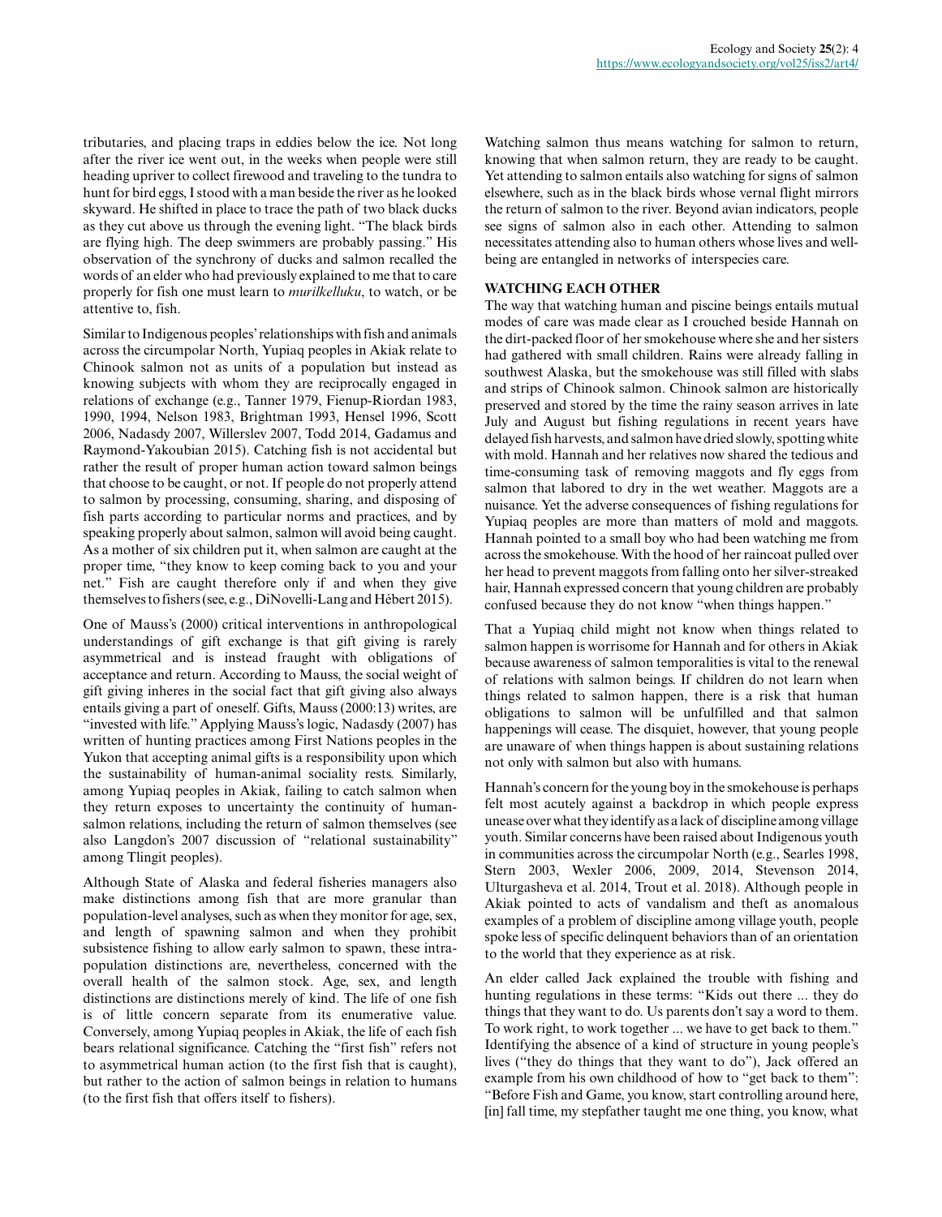tributaries, and placing traps in eddies below the ice. Not long after the river ice went out, in the weeks when people were still heading upriver to collect firewood and traveling to the tundra to hunt for bird eggs, I stood with a man beside the river as he looked skyward. He shifted in place to trace the path of two black ducks as they cut above us through the evening light. "The black birds are flying high. The deep swimmers are probably passing." His observation of the synchrony of ducks and salmon recalled the words of an elder who had previously explained to me that to care properly for fish one must learn to *murilkelluku*, to watch, or be attentive to, fish.

Similar to Indigenous peoples' relationships with fish and animals across the circumpolar North, Yupiaq peoples in Akiak relate to Chinook salmon not as units of a population but instead as knowing subjects with whom they are reciprocally engaged in relations of exchange (e.g., Tanner 1979, Fienup-Riordan 1983, 1990, 1994, Nelson 1983, Brightman 1993, Hensel 1996, Scott 2006, Nadasdy 2007, Willerslev 2007, Todd 2014, Gadamus and Raymond-Yakoubian 2015). Catching fish is not accidental but rather the result of proper human action toward salmon beings that choose to be caught, or not. If people do not properly attend to salmon by processing, consuming, sharing, and disposing of fish parts according to particular norms and practices, and by speaking properly about salmon, salmon will avoid being caught. As a mother of six children put it, when salmon are caught at the proper time, "they know to keep coming back to you and your net." Fish are caught therefore only if and when they give themselves to fishers (see, e.g., DiNovelli-Lang and Hébert 2015).

One of Mauss's (2000) critical interventions in anthropological understandings of gift exchange is that gift giving is rarely asymmetrical and is instead fraught with obligations of acceptance and return. According to Mauss, the social weight of gift giving inheres in the social fact that gift giving also always entails giving a part of oneself. Gifts, Mauss (2000:13) writes, are "invested with life." Applying Mauss's logic, Nadasdy (2007) has written of hunting practices among First Nations peoples in the Yukon that accepting animal gifts is a responsibility upon which the sustainability of human-animal sociality rests. Similarly, among Yupiaq peoples in Akiak, failing to catch salmon when they return exposes to uncertainty the continuity of human-salmon relations, including the return of salmon themselves (see also Langdon's 2007 discussion of "relational sustainability" among Tlingit peoples).

Although State of Alaska and federal fisheries managers also make distinctions among fish that are more granular than population-level analyses, such as when they monitor for age, sex, and length of spawning salmon and when they prohibit subsistence fishing to allow early salmon to spawn, these intra-population distinctions are, nevertheless, concerned with the overall health of the salmon stock. Age, sex, and length distinctions are distinctions merely of kind. The life of one fish is of little concern separate from its enumerative value. Conversely, among Yupiaq peoples in Akiak, the life of each fish bears relational significance. Catching the "first fish" refers not to asymmetrical human action (to the first fish that is caught), but rather to the action of salmon beings in relation to humans (to the first fish that offers itself to fishers).

Watching salmon thus means watching for salmon to return, knowing that when salmon return, they are ready to be caught. Yet attending to salmon entails also watching for signs of salmon elsewhere, such as in the black birds whose vernal flight mirrors the return of salmon to the river. Beyond avian indicators, people see signs of salmon also in each other. Attending to salmon necessitates attending also to human others whose lives and well-being are entangled in networks of interspecies care.

## WATCHING EACH OTHER

The way that watching human and piscine beings entails mutual modes of care was made clear as I crouched beside Hannah on the dirt-packed floor of her smokehouse where she and her sisters had gathered with small children. Rains were already falling in southwest Alaska, but the smokehouse was still filled with slabs and strips of Chinook salmon. Chinook salmon are historically preserved and stored by the time the rainy season arrives in late July and August but fishing regulations in recent years have delayed fish harvests, and salmon have dried slowly, spotting white with mold. Hannah and her relatives now shared the tedious and time-consuming task of removing maggots and fly eggs from salmon that labored to dry in the wet weather. Maggots are a nuisance. Yet the adverse consequences of fishing regulations for Yupiaq peoples are more than matters of mold and maggots. Hannah pointed to a small boy who had been watching me from across the smokehouse. With the hood of her raincoat pulled over her head to prevent maggots from falling onto her silver-streaked hair, Hannah expressed concern that young children are probably confused because they do not know "when things happen."

That a Yupiaq child might not know when things related to salmon happen is worrisome for Hannah and for others in Akiak because awareness of salmon temporalities is vital to the renewal of relations with salmon beings. If children do not learn when things related to salmon happen, there is a risk that human obligations to salmon will be unfulfilled and that salmon happenings will cease. The disquiet, however, that young people are unaware of when things happen is about sustaining relations not only with salmon but also with humans.

Hannah's concern for the young boy in the smokehouse is perhaps felt most acutely against a backdrop in which people express unease over what they identify as a lack of discipline among village youth. Similar concerns have been raised about Indigenous youth in communities across the circumpolar North (e.g., Searles 1998, Stern 2003, Wexler 2006, 2009, 2014, Stevenson 2014, Ulturgasheva et al. 2014, Trout et al. 2018). Although people in Akiak pointed to acts of vandalism and theft as anomalous examples of a problem of discipline among village youth, people spoke less of specific delinquent behaviors than of an orientation to the world that they experience as at risk.

An elder called Jack explained the trouble with fishing and hunting regulations in these terms: "Kids out there ... they do things that they want to do. Us parents don't say a word to them. To work right, to work together ... we have to get back to them." Identifying the absence of a kind of structure in young people's lives ("they do things that they want to do"), Jack offered an example from his own childhood of how to "get back to them": "Before Fish and Game, you know, start controlling around here, [in] fall time, my stepfather taught me one thing, you know, what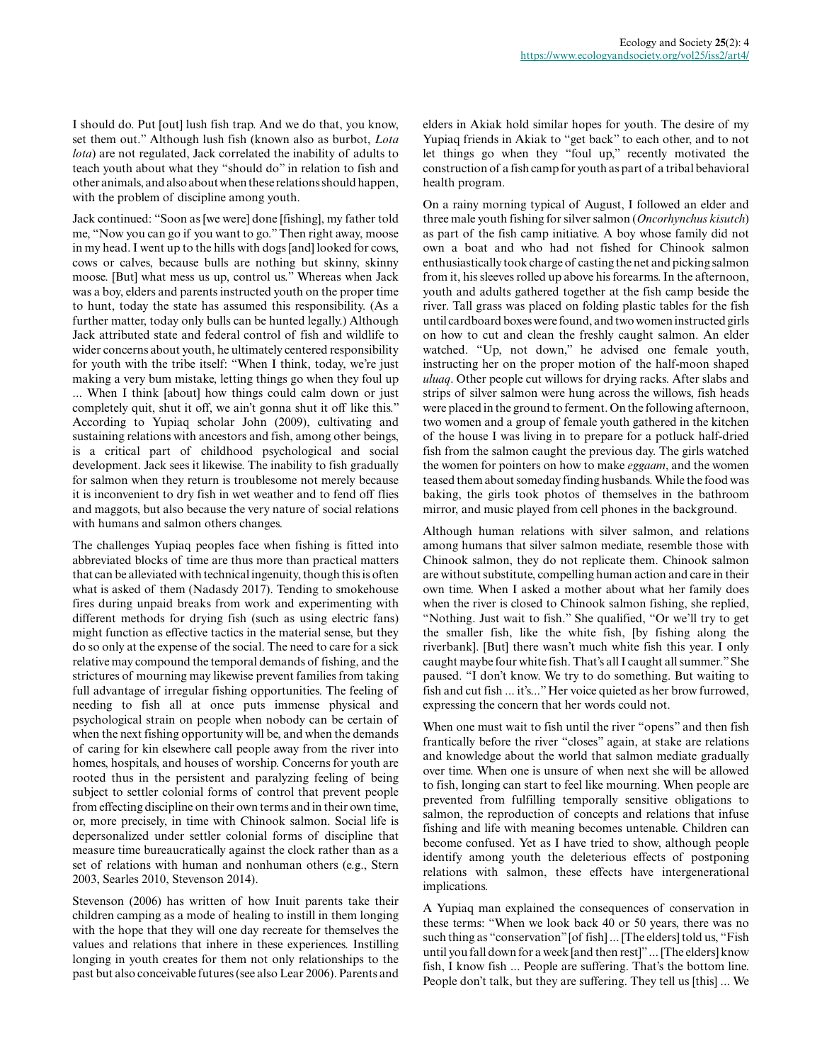I should do. Put [out] lush fish trap. And we do that, you know, set them out." Although lush fish (known also as burbot, *Lota lota*) are not regulated, Jack correlated the inability of adults to teach youth about what they "should do" in relation to fish and other animals, and also about when these relations should happen, with the problem of discipline among youth.

Jack continued: "Soon as [we were] done [fishing], my father told me, "Now you can go if you want to go." Then right away, moose in my head. I went up to the hills with dogs [and] looked for cows, cows or calves, because bulls are nothing but skinny, skinny moose. [But] what mess us up, control us." Whereas when Jack was a boy, elders and parents instructed youth on the proper time to hunt, today the state has assumed this responsibility. (As a further matter, today only bulls can be hunted legally.) Although Jack attributed state and federal control of fish and wildlife to wider concerns about youth, he ultimately centered responsibility for youth with the tribe itself: "When I think, today, we're just making a very bum mistake, letting things go when they foul up ... When I think [about] how things could calm down or just completely quit, shut it off, we ain't gonna shut it off like this." According to Yupiaq scholar John (2009), cultivating and sustaining relations with ancestors and fish, among other beings, is a critical part of childhood psychological and social development. Jack sees it likewise. The inability to fish gradually for salmon when they return is troublesome not merely because it is inconvenient to dry fish in wet weather and to fend off flies and maggots, but also because the very nature of social relations with humans and salmon others changes.

The challenges Yupiaq peoples face when fishing is fitted into abbreviated blocks of time are thus more than practical matters that can be alleviated with technical ingenuity, though this is often what is asked of them (Nadasdy 2017). Tending to smokehouse fires during unpaid breaks from work and experimenting with different methods for drying fish (such as using electric fans) might function as effective tactics in the material sense, but they do so only at the expense of the social. The need to care for a sick relative may compound the temporal demands of fishing, and the strictures of mourning may likewise prevent families from taking full advantage of irregular fishing opportunities. The feeling of needing to fish all at once puts immense physical and psychological strain on people when nobody can be certain of when the next fishing opportunity will be, and when the demands of caring for kin elsewhere call people away from the river into homes, hospitals, and houses of worship. Concerns for youth are rooted thus in the persistent and paralyzing feeling of being subject to settler colonial forms of control that prevent people from effecting discipline on their own terms and in their own time, or, more precisely, in time with Chinook salmon. Social life is depersonalized under settler colonial forms of discipline that measure time bureaucratically against the clock rather than as a set of relations with human and nonhuman others (e.g., Stern 2003, Searles 2010, Stevenson 2014).

Stevenson (2006) has written of how Inuit parents take their children camping as a mode of healing to instill in them longing with the hope that they will one day recreate for themselves the values and relations that inhere in these experiences. Instilling longing in youth creates for them not only relationships to the past but also conceivable futures (see also Lear 2006). Parents and elders in Akiak hold similar hopes for youth. The desire of my Yupiaq friends in Akiak to "get back" to each other, and to not let things go when they "foul up," recently motivated the construction of a fish camp for youth as part of a tribal behavioral health program.

On a rainy morning typical of August, I followed an elder and three male youth fishing for silver salmon (*Oncorhynchus kisutch*) as part of the fish camp initiative. A boy whose family did not own a boat and who had not fished for Chinook salmon enthusiastically took charge of casting the net and picking salmon from it, his sleeves rolled up above his forearms. In the afternoon, youth and adults gathered together at the fish camp beside the river. Tall grass was placed on folding plastic tables for the fish until cardboard boxes were found, and two women instructed girls on how to cut and clean the freshly caught salmon. An elder watched. "Up, not down," he advised one female youth, instructing her on the proper motion of the half-moon shaped *uluaq*. Other people cut willows for drying racks. After slabs and strips of silver salmon were hung across the willows, fish heads were placed in the ground to ferment. On the following afternoon, two women and a group of female youth gathered in the kitchen of the house I was living in to prepare for a potluck half-dried fish from the salmon caught the previous day. The girls watched the women for pointers on how to make *eggaam*, and the women teased them about someday finding husbands. While the food was baking, the girls took photos of themselves in the bathroom mirror, and music played from cell phones in the background.

Although human relations with silver salmon, and relations among humans that silver salmon mediate, resemble those with Chinook salmon, they do not replicate them. Chinook salmon are without substitute, compelling human action and care in their own time. When I asked a mother about what her family does when the river is closed to Chinook salmon fishing, she replied, "Nothing. Just wait to fish." She qualified, "Or we'll try to get the smaller fish, like the white fish, [by fishing along the riverbank]. [But] there wasn't much white fish this year. I only caught maybe four white fish. That's all I caught all summer." She paused. "I don't know. We try to do something. But waiting to fish and cut fish ... it's..." Her voice quieted as her brow furrowed, expressing the concern that her words could not.

When one must wait to fish until the river "opens" and then fish frantically before the river "closes" again, at stake are relations and knowledge about the world that salmon mediate gradually over time. When one is unsure of when next she will be allowed to fish, longing can start to feel like mourning. When people are prevented from fulfilling temporally sensitive obligations to salmon, the reproduction of concepts and relations that infuse fishing and life with meaning becomes untenable. Children can become confused. Yet as I have tried to show, although people identify among youth the deleterious effects of postponing relations with salmon, these effects have intergenerational implications.

A Yupiaq man explained the consequences of conservation in these terms: "When we look back 40 or 50 years, there was no such thing as "conservation" [of fish] ... [The elders] told us, "Fish until you fall down for a week [and then rest]" ... [The elders] know fish, I know fish ... People are suffering. That's the bottom line. People don't talk, but they are suffering. They tell us [this] ... We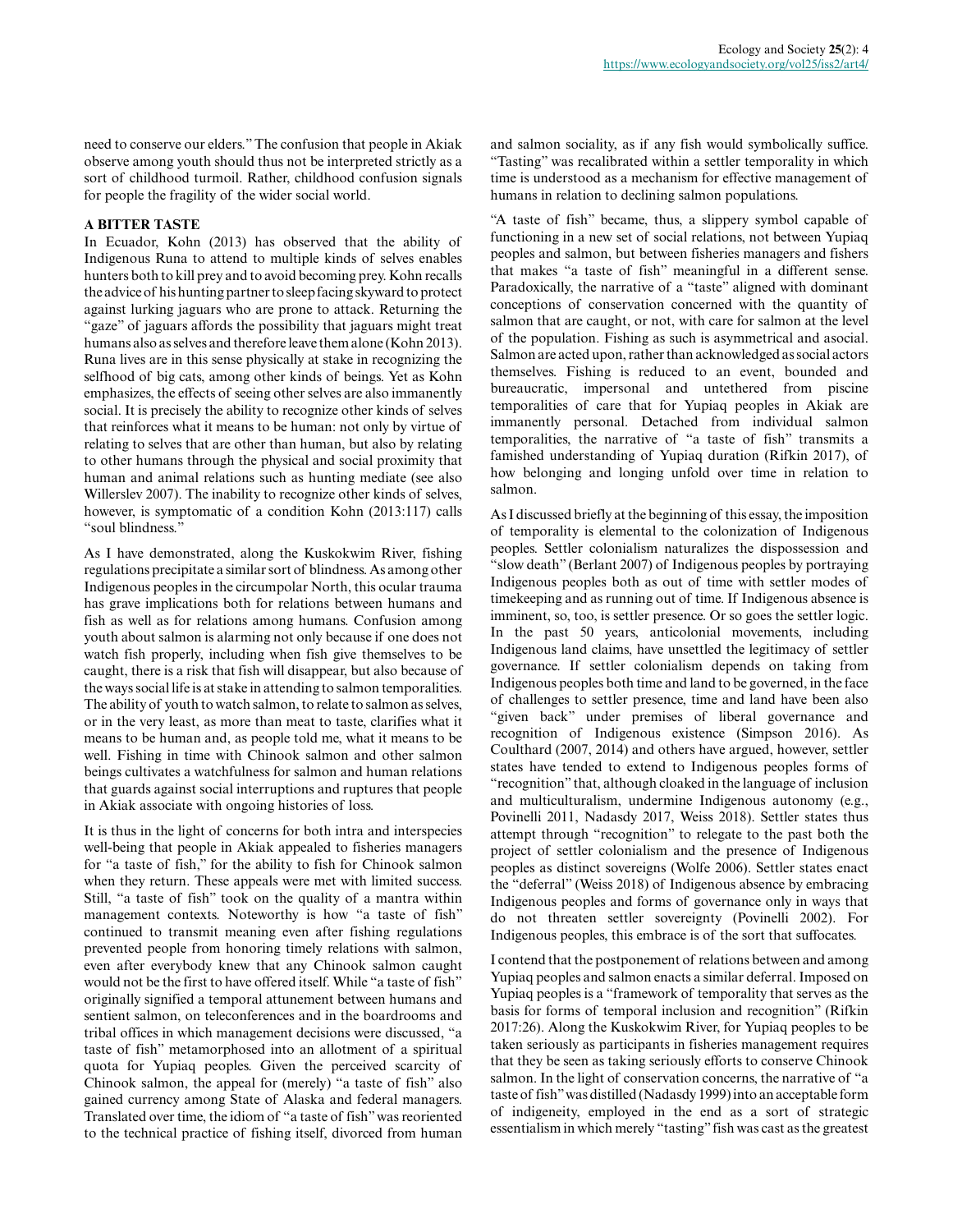need to conserve our elders." The confusion that people in Akiak observe among youth should thus not be interpreted strictly as a sort of childhood turmoil. Rather, childhood confusion signals for people the fragility of the wider social world.

## A BITTER TASTE

In Ecuador, Kohn (2013) has observed that the ability of Indigenous Runa to attend to multiple kinds of selves enables hunters both to kill prey and to avoid becoming prey. Kohn recalls the advice of his hunting partner to sleep facing skyward to protect against lurking jaguars who are prone to attack. Returning the "gaze" of jaguars affords the possibility that jaguars might treat humans also as selves and therefore leave them alone (Kohn 2013). Runa lives are in this sense physically at stake in recognizing the selfhood of big cats, among other kinds of beings. Yet as Kohn emphasizes, the effects of seeing other selves are also immanently social. It is precisely the ability to recognize other kinds of selves that reinforces what it means to be human: not only by virtue of relating to selves that are other than human, but also by relating to other humans through the physical and social proximity that human and animal relations such as hunting mediate (see also Willerslev 2007). The inability to recognize other kinds of selves, however, is symptomatic of a condition Kohn (2013:117) calls "soul blindness."

As I have demonstrated, along the Kuskokwim River, fishing regulations precipitate a similar sort of blindness. As among other Indigenous peoples in the circumpolar North, this ocular trauma has grave implications both for relations between humans and fish as well as for relations among humans. Confusion among youth about salmon is alarming not only because if one does not watch fish properly, including when fish give themselves to be caught, there is a risk that fish will disappear, but also because of the ways social life is at stake in attending to salmon temporalities. The ability of youth to watch salmon, to relate to salmon as selves, or in the very least, as more than meat to taste, clarifies what it means to be human and, as people told me, what it means to be well. Fishing in time with Chinook salmon and other salmon beings cultivates a watchfulness for salmon and human relations that guards against social interruptions and ruptures that people in Akiak associate with ongoing histories of loss.

It is thus in the light of concerns for both intra and interspecies well-being that people in Akiak appealed to fisheries managers for "a taste of fish," for the ability to fish for Chinook salmon when they return. These appeals were met with limited success. Still, "a taste of fish" took on the quality of a mantra within management contexts. Noteworthy is how "a taste of fish" continued to transmit meaning even after fishing regulations prevented people from honoring timely relations with salmon, even after everybody knew that any Chinook salmon caught would not be the first to have offered itself. While "a taste of fish" originally signified a temporal attunement between humans and sentient salmon, on teleconferences and in the boardrooms and tribal offices in which management decisions were discussed, "a taste of fish" metamorphosed into an allotment of a spiritual quota for Yupiaq peoples. Given the perceived scarcity of Chinook salmon, the appeal for (merely) "a taste of fish" also gained currency among State of Alaska and federal managers. Translated over time, the idiom of "a taste of fish" was reoriented to the technical practice of fishing itself, divorced from human and salmon sociality, as if any fish would symbolically suffice. "Tasting" was recalibrated within a settler temporality in which time is understood as a mechanism for effective management of humans in relation to declining salmon populations.

"A taste of fish" became, thus, a slippery symbol capable of functioning in a new set of social relations, not between Yupiaq peoples and salmon, but between fisheries managers and fishers that makes "a taste of fish" meaningful in a different sense. Paradoxically, the narrative of a "taste" aligned with dominant conceptions of conservation concerned with the quantity of salmon that are caught, or not, with care for salmon at the level of the population. Fishing as such is asymmetrical and asocial. Salmon are acted upon, rather than acknowledged as social actors themselves. Fishing is reduced to an event, bounded and bureaucratic, impersonal and untethered from piscine temporalities of care that for Yupiaq peoples in Akiak are immanently personal. Detached from individual salmon temporalities, the narrative of "a taste of fish" transmits a famished understanding of Yupiaq duration (Rifkin 2017), of how belonging and longing unfold over time in relation to salmon.

As I discussed briefly at the beginning of this essay, the imposition of temporality is elemental to the colonization of Indigenous peoples. Settler colonialism naturalizes the dispossession and "slow death" (Berlant 2007) of Indigenous peoples by portraying Indigenous peoples both as out of time with settler modes of timekeeping and as running out of time. If Indigenous absence is imminent, so, too, is settler presence. Or so goes the settler logic. In the past 50 years, anticolonial movements, including Indigenous land claims, have unsettled the legitimacy of settler governance. If settler colonialism depends on taking from Indigenous peoples both time and land to be governed, in the face of challenges to settler presence, time and land have been also "given back" under premises of liberal governance and recognition of Indigenous existence (Simpson 2016). As Coulthard (2007, 2014) and others have argued, however, settler states have tended to extend to Indigenous peoples forms of "recognition" that, although cloaked in the language of inclusion and multiculturalism, undermine Indigenous autonomy (e.g., Povinelli 2011, Nadasdy 2017, Weiss 2018). Settler states thus attempt through "recognition" to relegate to the past both the project of settler colonialism and the presence of Indigenous peoples as distinct sovereigns (Wolfe 2006). Settler states enact the "deferral" (Weiss 2018) of Indigenous absence by embracing Indigenous peoples and forms of governance only in ways that do not threaten settler sovereignty (Povinelli 2002). For Indigenous peoples, this embrace is of the sort that suffocates.

I contend that the postponement of relations between and among Yupiaq peoples and salmon enacts a similar deferral. Imposed on Yupiaq peoples is a "framework of temporality that serves as the basis for forms of temporal inclusion and recognition" (Rifkin 2017:26). Along the Kuskokwim River, for Yupiaq peoples to be taken seriously as participants in fisheries management requires that they be seen as taking seriously efforts to conserve Chinook salmon. In the light of conservation concerns, the narrative of "a taste of fish" was distilled (Nadasdy 1999) into an acceptable form of indigeneity, employed in the end as a sort of strategic essentialism in which merely "tasting" fish was cast as the greatest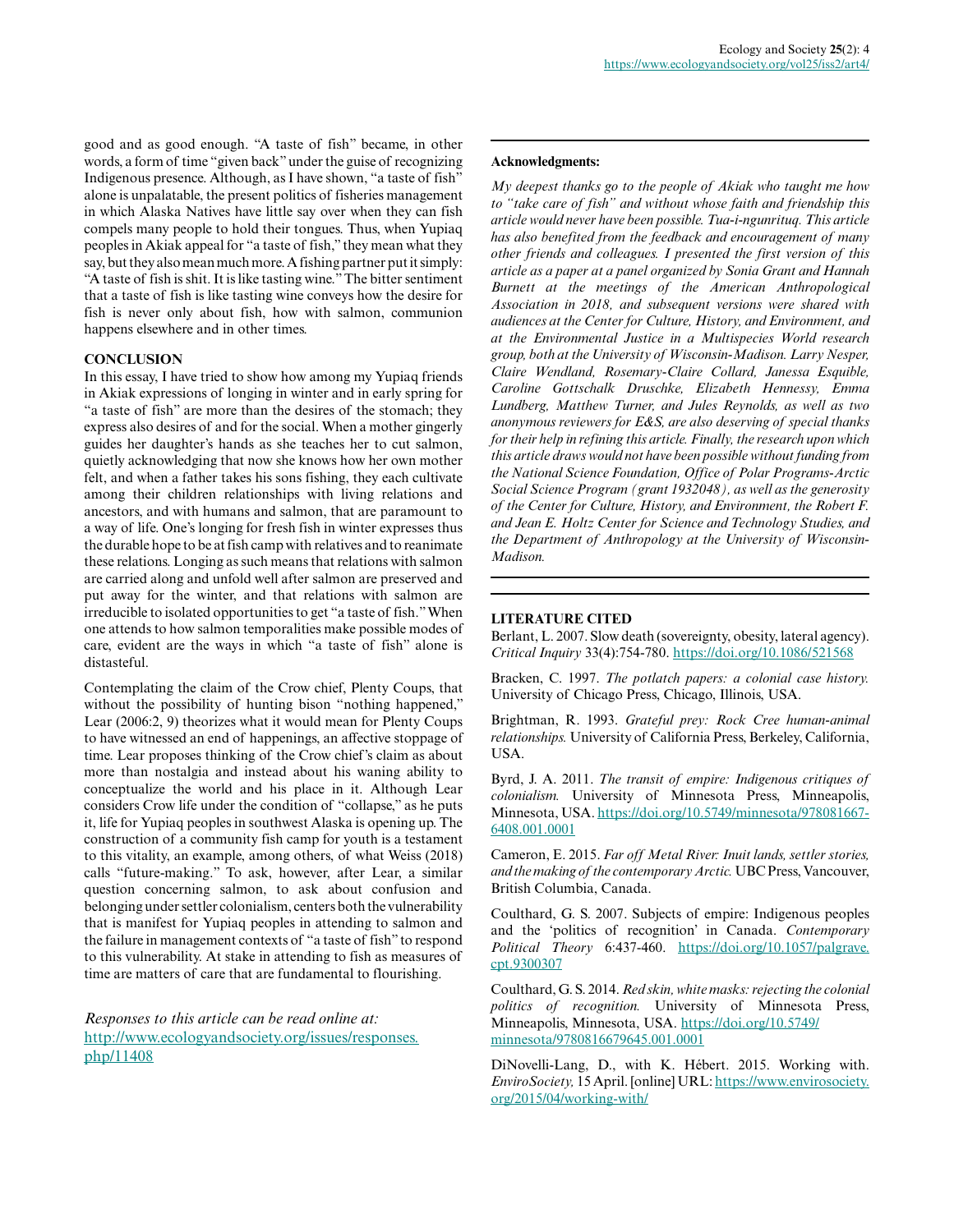good and as good enough. "A taste of fish" became, in other words, a form of time "given back" under the guise of recognizing Indigenous presence. Although, as I have shown, "a taste of fish" alone is unpalatable, the present politics of fisheries management in which Alaska Natives have little say over when they can fish compels many people to hold their tongues. Thus, when Yupiaq peoples in Akiak appeal for "a taste of fish," they mean what they say, but they also mean much more. A fishing partner put it simply: "A taste of fish is shit. It is like tasting wine." The bitter sentiment that a taste of fish is like tasting wine conveys how the desire for fish is never only about fish, how with salmon, communion happens elsewhere and in other times.

## CONCLUSION

In this essay, I have tried to show how among my Yupiaq friends in Akiak expressions of longing in winter and in early spring for "a taste of fish" are more than the desires of the stomach; they express also desires of and for the social. When a mother gingerly guides her daughter's hands as she teaches her to cut salmon, quietly acknowledging that now she knows how her own mother felt, and when a father takes his sons fishing, they each cultivate among their children relationships with living relations and ancestors, and with humans and salmon, that are paramount to a way of life. One's longing for fresh fish in winter expresses thus the durable hope to be at fish camp with relatives and to reanimate these relations. Longing as such means that relations with salmon are carried along and unfold well after salmon are preserved and put away for the winter, and that relations with salmon are irreducible to isolated opportunities to get "a taste of fish." When one attends to how salmon temporalities make possible modes of care, evident are the ways in which "a taste of fish" alone is distasteful.

Contemplating the claim of the Crow chief, Plenty Coups, that without the possibility of hunting bison "nothing happened," Lear (2006:2, 9) theorizes what it would mean for Plenty Coups to have witnessed an end of happenings, an affective stoppage of time. Lear proposes thinking of the Crow chief's claim as about more than nostalgia and instead about his waning ability to conceptualize the world and his place in it. Although Lear considers Crow life under the condition of "collapse," as he puts it, life for Yupiaq peoples in southwest Alaska is opening up. The construction of a community fish camp for youth is a testament to this vitality, an example, among others, of what Weiss (2018) calls "future-making." To ask, however, after Lear, a similar question concerning salmon, to ask about confusion and belonging under settler colonialism, centers both the vulnerability that is manifest for Yupiaq peoples in attending to salmon and the failure in management contexts of "a taste of fish" to respond to this vulnerability. At stake in attending to fish as measures of time are matters of care that are fundamental to flourishing.

*Responses to this article can be read online at:*
http://www.ecologyandsociety.org/issues/responses.php/11408

**Acknowledgments:**

*My deepest thanks go to the people of Akiak who taught me how to "take care of fish" and without whose faith and friendship this article would never have been possible. Tua-i-ngunrituq. This article has also benefited from the feedback and encouragement of many other friends and colleagues. I presented the first version of this article as a paper at a panel organized by Sonia Grant and Hannah Burnett at the meetings of the American Anthropological Association in 2018, and subsequent versions were shared with audiences at the Center for Culture, History, and Environment, and at the Environmental Justice in a Multispecies World research group, both at the University of Wisconsin-Madison. Larry Nesper, Claire Wendland, Rosemary-Claire Collard, Janessa Esquible, Caroline Gottschalk Druschke, Elizabeth Hennessy, Emma Lundberg, Matthew Turner, and Jules Reynolds, as well as two anonymous reviewers for E&S, are also deserving of special thanks for their help in refining this article. Finally, the research upon which this article draws would not have been possible without funding from the National Science Foundation, Office of Polar Programs-Arctic Social Science Program (grant 1932048), as well as the generosity of the Center for Culture, History, and Environment, the Robert F. and Jean E. Holtz Center for Science and Technology Studies, and the Department of Anthropology at the University of Wisconsin-Madison.*

## LITERATURE CITED

Berlant, L. 2007. Slow death (sovereignty, obesity, lateral agency). *Critical Inquiry* 33(4):754-780. https://doi.org/10.1086/521568

Bracken, C. 1997. *The potlatch papers: a colonial case history.* University of Chicago Press, Chicago, Illinois, USA.

Brightman, R. 1993. *Grateful prey: Rock Cree human-animal relationships.* University of California Press, Berkeley, California, USA.

Byrd, J. A. 2011. *The transit of empire: Indigenous critiques of colonialism.* University of Minnesota Press, Minneapolis, Minnesota, USA. https://doi.org/10.5749/minnesota/9780816676408.001.0001

Cameron, E. 2015. *Far off Metal River: Inuit lands, settler stories, and the making of the contemporary Arctic.* UBC Press, Vancouver, British Columbia, Canada.

Coulthard, G. S. 2007. Subjects of empire: Indigenous peoples and the 'politics of recognition' in Canada. *Contemporary Political Theory* 6:437-460. https://doi.org/10.1057/palgrave.cpt.9300307

Coulthard, G. S. 2014. *Red skin, white masks: rejecting the colonial politics of recognition.* University of Minnesota Press, Minneapolis, Minnesota, USA. https://doi.org/10.5749/minnesota/9780816679645.001.0001

DiNovelli-Lang, D., with K. Hébert. 2015. Working with. *EnviroSociety,* 15 April. [online] URL: https://www.envirosociety.org/2015/04/working-with/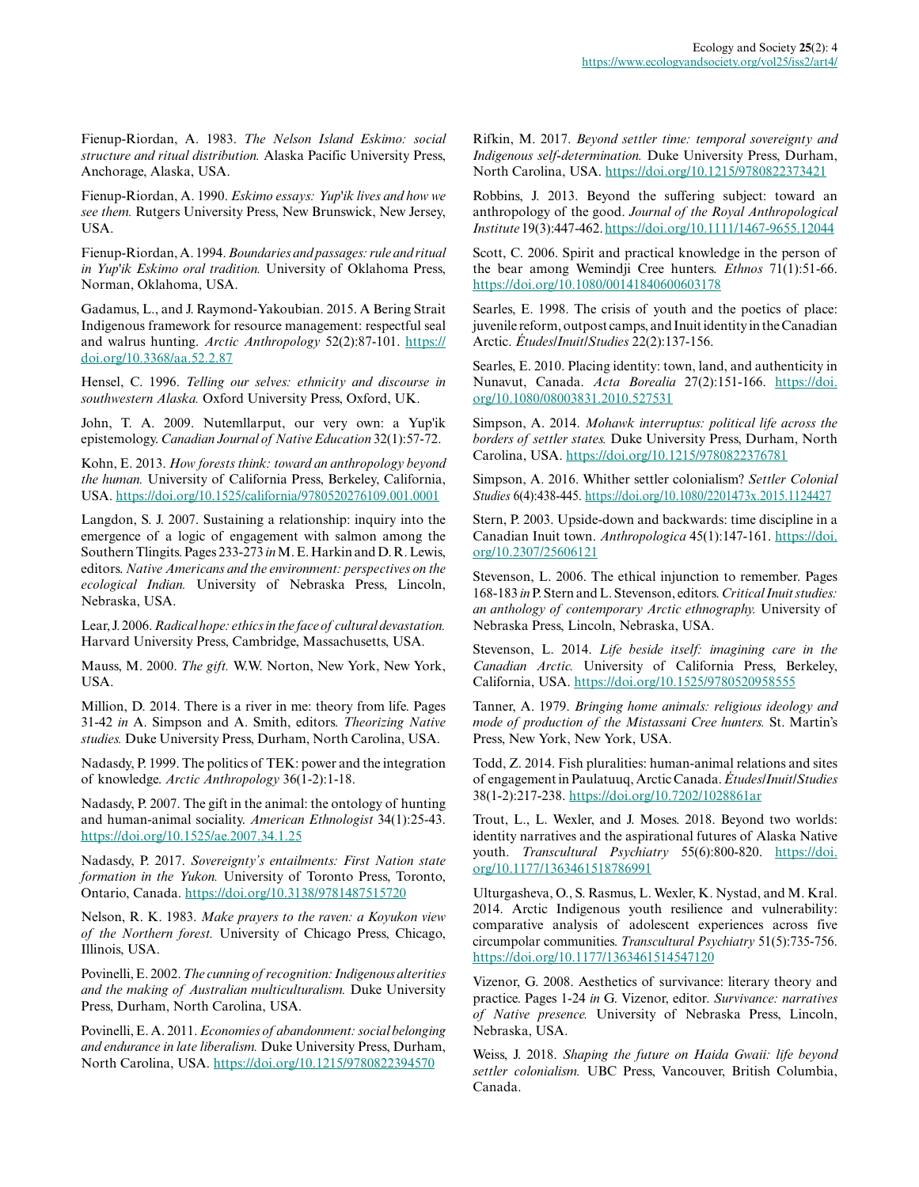Fienup-Riordan, A. 1983. *The Nelson Island Eskimo: social structure and ritual distribution.* Alaska Pacific University Press, Anchorage, Alaska, USA.

Fienup-Riordan, A. 1990. *Eskimo essays: Yup'ik lives and how we see them.* Rutgers University Press, New Brunswick, New Jersey, USA.

Fienup-Riordan, A. 1994. *Boundaries and passages: rule and ritual in Yup'ik Eskimo oral tradition.* University of Oklahoma Press, Norman, Oklahoma, USA.

Gadamus, L., and J. Raymond-Yakoubian. 2015. A Bering Strait Indigenous framework for resource management: respectful seal and walrus hunting. *Arctic Anthropology* 52(2):87-101. https://doi.org/10.3368/aa.52.2.87

Hensel, C. 1996. *Telling our selves: ethnicity and discourse in southwestern Alaska.* Oxford University Press, Oxford, UK.

John, T. A. 2009. Nutemllarput, our very own: a Yup'ik epistemology. *Canadian Journal of Native Education* 32(1):57-72.

Kohn, E. 2013. *How forests think: toward an anthropology beyond the human.* University of California Press, Berkeley, California, USA. https://doi.org/10.1525/california/9780520276109.001.0001

Langdon, S. J. 2007. Sustaining a relationship: inquiry into the emergence of a logic of engagement with salmon among the Southern Tlingits. Pages 233-273 *in* M. E. Harkin and D. R. Lewis, editors. *Native Americans and the environment: perspectives on the ecological Indian.* University of Nebraska Press, Lincoln, Nebraska, USA.

Lear, J. 2006. *Radical hope: ethics in the face of cultural devastation.* Harvard University Press, Cambridge, Massachusetts, USA.

Mauss, M. 2000. *The gift.* W.W. Norton, New York, New York, USA.

Million, D. 2014. There is a river in me: theory from life. Pages 31-42 *in* A. Simpson and A. Smith, editors. *Theorizing Native studies.* Duke University Press, Durham, North Carolina, USA.

Nadasdy, P. 1999. The politics of TEK: power and the integration of knowledge. *Arctic Anthropology* 36(1-2):1-18.

Nadasdy, P. 2007. The gift in the animal: the ontology of hunting and human-animal sociality. *American Ethnologist* 34(1):25-43. https://doi.org/10.1525/ae.2007.34.1.25

Nadasdy, P. 2017. *Sovereignty's entailments: First Nation state formation in the Yukon.* University of Toronto Press, Toronto, Ontario, Canada. https://doi.org/10.3138/9781487515720

Nelson, R. K. 1983. *Make prayers to the raven: a Koyukon view of the Northern forest.* University of Chicago Press, Chicago, Illinois, USA.

Povinelli, E. 2002. *The cunning of recognition: Indigenous alterities and the making of Australian multiculturalism.* Duke University Press, Durham, North Carolina, USA.

Povinelli, E. A. 2011. *Economies of abandonment: social belonging and endurance in late liberalism.* Duke University Press, Durham, North Carolina, USA. https://doi.org/10.1215/9780822394570

Rifkin, M. 2017. *Beyond settler time: temporal sovereignty and Indigenous self-determination.* Duke University Press, Durham, North Carolina, USA. https://doi.org/10.1215/9780822373421

Robbins, J. 2013. Beyond the suffering subject: toward an anthropology of the good. *Journal of the Royal Anthropological Institute* 19(3):447-462. https://doi.org/10.1111/1467-9655.12044

Scott, C. 2006. Spirit and practical knowledge in the person of the bear among Wemindji Cree hunters. *Ethnos* 71(1):51-66. https://doi.org/10.1080/00141840600603178

Searles, E. 1998. The crisis of youth and the poetics of place: juvenile reform, outpost camps, and Inuit identity in the Canadian Arctic. *Études/Inuit/Studies* 22(2):137-156.

Searles, E. 2010. Placing identity: town, land, and authenticity in Nunavut, Canada. *Acta Borealia* 27(2):151-166. https://doi.org/10.1080/08003831.2010.527531

Simpson, A. 2014. *Mohawk interruptus: political life across the borders of settler states.* Duke University Press, Durham, North Carolina, USA. https://doi.org/10.1215/9780822376781

Simpson, A. 2016. Whither settler colonialism? *Settler Colonial Studies* 6(4):438-445. https://doi.org/10.1080/2201473x.2015.1124427

Stern, P. 2003. Upside-down and backwards: time discipline in a Canadian Inuit town. *Anthropologica* 45(1):147-161. https://doi.org/10.2307/25606121

Stevenson, L. 2006. The ethical injunction to remember. Pages 168-183 *in* P. Stern and L. Stevenson, editors. *Critical Inuit studies: an anthology of contemporary Arctic ethnography.* University of Nebraska Press, Lincoln, Nebraska, USA.

Stevenson, L. 2014. *Life beside itself: imagining care in the Canadian Arctic.* University of California Press, Berkeley, California, USA. https://doi.org/10.1525/9780520958555

Tanner, A. 1979. *Bringing home animals: religious ideology and mode of production of the Mistassani Cree hunters.* St. Martin's Press, New York, New York, USA.

Todd, Z. 2014. Fish pluralities: human-animal relations and sites of engagement in Paulatuuq, Arctic Canada. *Études/Inuit/Studies* 38(1-2):217-238. https://doi.org/10.7202/1028861ar

Trout, L., L. Wexler, and J. Moses. 2018. Beyond two worlds: identity narratives and the aspirational futures of Alaska Native youth. *Transcultural Psychiatry* 55(6):800-820. https://doi.org/10.1177/1363461518786991

Ulturgasheva, O., S. Rasmus, L. Wexler, K. Nystad, and M. Kral. 2014. Arctic Indigenous youth resilience and vulnerability: comparative analysis of adolescent experiences across five circumpolar communities. *Transcultural Psychiatry* 51(5):735-756. https://doi.org/10.1177/1363461514547120

Vizenor, G. 2008. Aesthetics of survivance: literary theory and practice. Pages 1-24 *in* G. Vizenor, editor. *Survivance: narratives of Native presence.* University of Nebraska Press, Lincoln, Nebraska, USA.

Weiss, J. 2018. *Shaping the future on Haida Gwaii: life beyond settler colonialism.* UBC Press, Vancouver, British Columbia, Canada.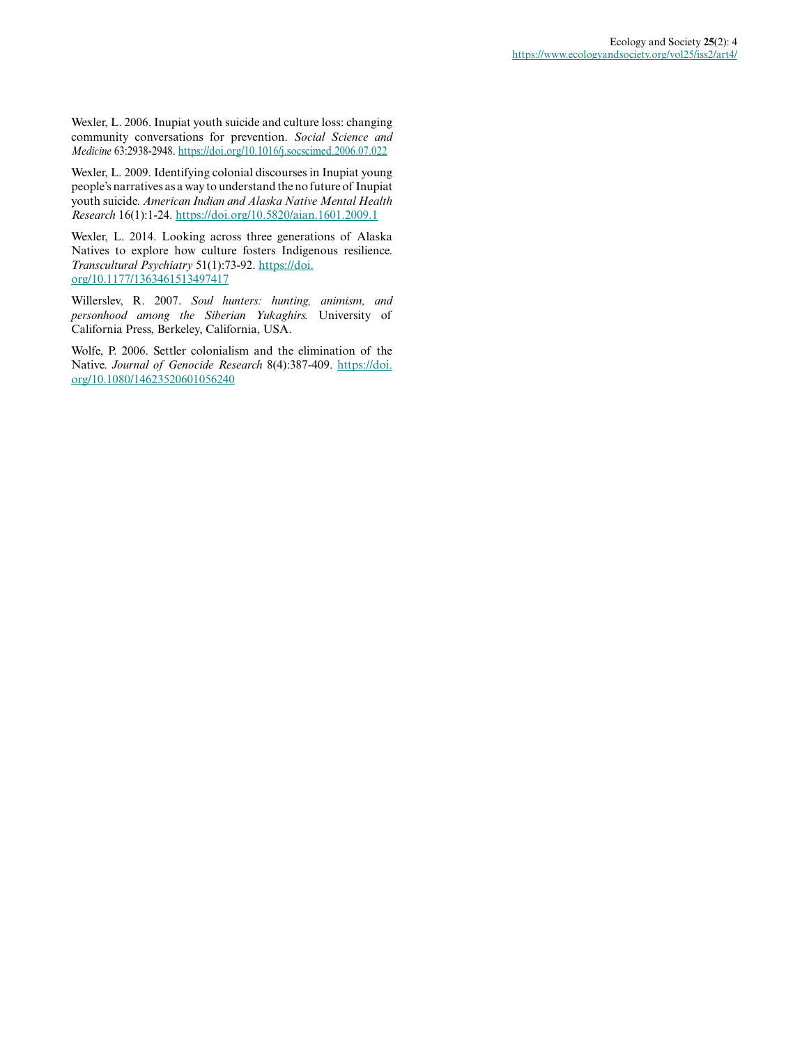Wexler, L. 2006. Inupiat youth suicide and culture loss: changing community conversations for prevention. *Social Science and Medicine* 63:2938-2948. https://doi.org/10.1016/j.socscimed.2006.07.022

Wexler, L. 2009. Identifying colonial discourses in Inupiat young people's narratives as a way to understand the no future of Inupiat youth suicide. *American Indian and Alaska Native Mental Health Research* 16(1):1-24. https://doi.org/10.5820/aian.1601.2009.1

Wexler, L. 2014. Looking across three generations of Alaska Natives to explore how culture fosters Indigenous resilience. *Transcultural Psychiatry* 51(1):73-92. https://doi.org/10.1177/1363461513497417

Willerslev, R. 2007. *Soul hunters: hunting, animism, and personhood among the Siberian Yukaghirs.* University of California Press, Berkeley, California, USA.

Wolfe, P. 2006. Settler colonialism and the elimination of the Native. *Journal of Genocide Research* 8(4):387-409. https://doi.org/10.1080/14623520601056240